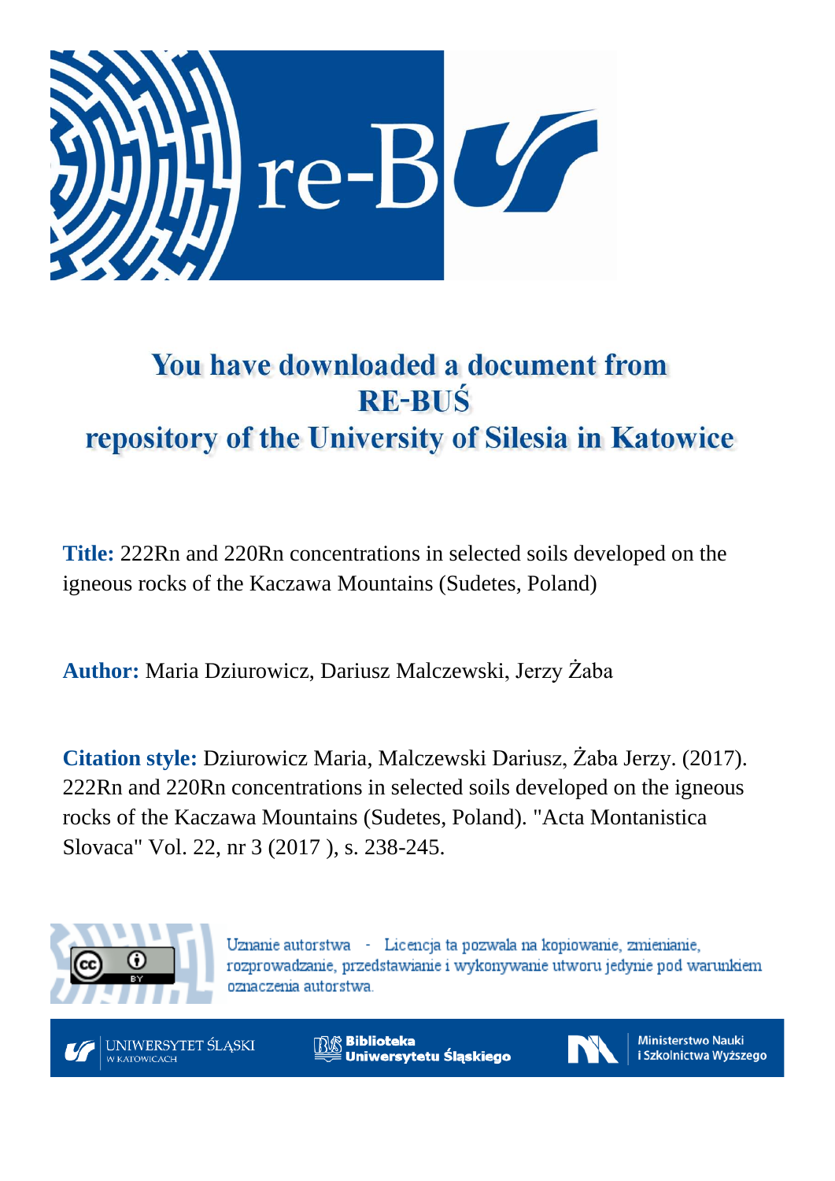# You have downloaded a document from RE-BUŚ repository of the University of Silesia in Katowice

**Title:** 222Rn and 220Rn concentrations in selected soils developed on the igneous rocks of the Kaczawa Mountains (Sudetes, Poland)

**Author:** Maria Dziurowicz, Dariusz Malczewski, Jerzy Żaba

**Citation style:** Dziurowicz Maria, Malczewski Dariusz, Żaba Jerzy. (2017). 222Rn and 220Rn concentrations in selected soils developed on the igneous rocks of the Kaczawa Mountains (Sudetes, Poland). "Acta Montanistica Slovaca" Vol. 22, nr 3 (2017 ), s. 238-245.

Uznanie autorstwa - Licencja ta pozwala na kopiowanie, zmienianie, rozprowadzanie, przedstawianie i wykonywanie utworu jedynie pod warunkiem oznaczenia autorstwa.

UNIWERSYTET ŚLĄSKI W KATOWICACH

Biblioteka Uniwersytetu Śląskiego

Ministerstwo Nauki i Szkolnictwa Wyższego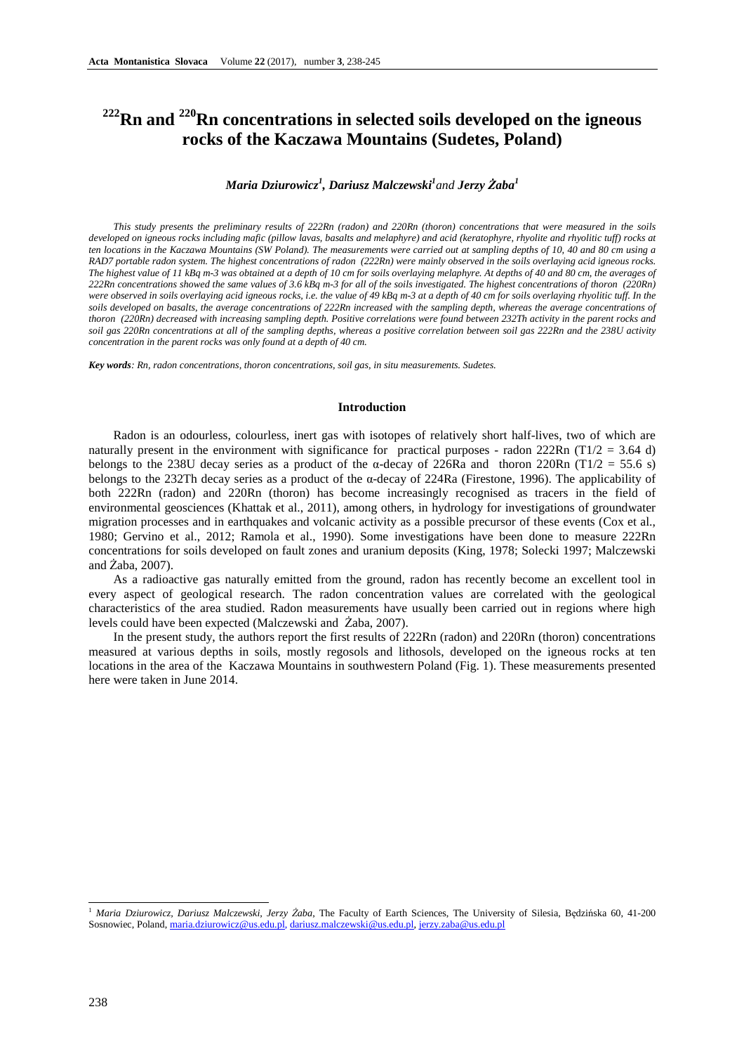# $^{222}$Rn and $^{220}$Rn concentrations in selected soils developed on the igneous rocks of the Kaczawa Mountains (Sudetes, Poland)

***Maria Dziurowicz*[1], *Dariusz Malczewski*[1] and *Jerzy Żaba*[1]**

*This study presents the preliminary results of 222Rn (radon) and 220Rn (thoron) concentrations that were measured in the soils developed on igneous rocks including mafic (pillow lavas, basalts and melaphyre) and acid (keratophyre, rhyolite and rhyolitic tuff) rocks at ten locations in the Kaczawa Mountains (SW Poland). The measurements were carried out at sampling depths of 10, 40 and 80 cm using a RAD7 portable radon system. The highest concentrations of radon (222Rn) were mainly observed in the soils overlaying acid igneous rocks. The highest value of 11 kBq m-3 was obtained at a depth of 10 cm for soils overlaying melaphyre. At depths of 40 and 80 cm, the averages of 222Rn concentrations showed the same values of 3.6 kBq m-3 for all of the soils investigated. The highest concentrations of thoron (220Rn) were observed in soils overlaying acid igneous rocks, i.e. the value of 49 kBq m-3 at a depth of 40 cm for soils overlaying rhyolitic tuff. In the soils developed on basalts, the average concentrations of 222Rn increased with the sampling depth, whereas the average concentrations of thoron (220Rn) decreased with increasing sampling depth. Positive correlations were found between 232Th activity in the parent rocks and soil gas 220Rn concentrations at all of the sampling depths, whereas a positive correlation between soil gas 222Rn and the 238U activity concentration in the parent rocks was only found at a depth of 40 cm.*

***Key words**: Rn, radon concentrations, thoron concentrations, soil gas, in situ measurements. Sudetes.*

## Introduction

Radon is an odourless, colourless, inert gas with isotopes of relatively short half-lives, two of which are naturally present in the environment with significance for practical purposes - radon 222Rn ($T1/2 = 3.64$ d) belongs to the 238U decay series as a product of the α-decay of 226Ra and thoron 220Rn ($T1/2 = 55.6$ s) belongs to the 232Th decay series as a product of the α-decay of 224Ra (Firestone, 1996). The applicability of both 222Rn (radon) and 220Rn (thoron) has become increasingly recognised as tracers in the field of environmental geosciences (Khattak et al., 2011), among others, in hydrology for investigations of groundwater migration processes and in earthquakes and volcanic activity as a possible precursor of these events (Cox et al., 1980; Gervino et al., 2012; Ramola et al., 1990). Some investigations have been done to measure 222Rn concentrations for soils developed on fault zones and uranium deposits (King, 1978; Solecki 1997; Malczewski and Żaba, 2007).

As a radioactive gas naturally emitted from the ground, radon has recently become an excellent tool in every aspect of geological research. The radon concentration values are correlated with the geological characteristics of the area studied. Radon measurements have usually been carried out in regions where high levels could have been expected (Malczewski and Żaba, 2007).

In the present study, the authors report the first results of 222Rn (radon) and 220Rn (thoron) concentrations measured at various depths in soils, mostly regosols and lithosols, developed on the igneous rocks at ten locations in the area of the Kaczawa Mountains in southwestern Poland (Fig. 1). These measurements presented here were taken in June 2014.

[1] *Maria Dziurowicz, Dariusz Malczewski, Jerzy Żaba*, The Faculty of Earth Sciences, The University of Silesia, Będzińska 60, 41-200 Sosnowiec, Poland, maria.dziurowicz@us.edu.pl, dariusz.malczewski@us.edu.pl, jerzy.zaba@us.edu.pl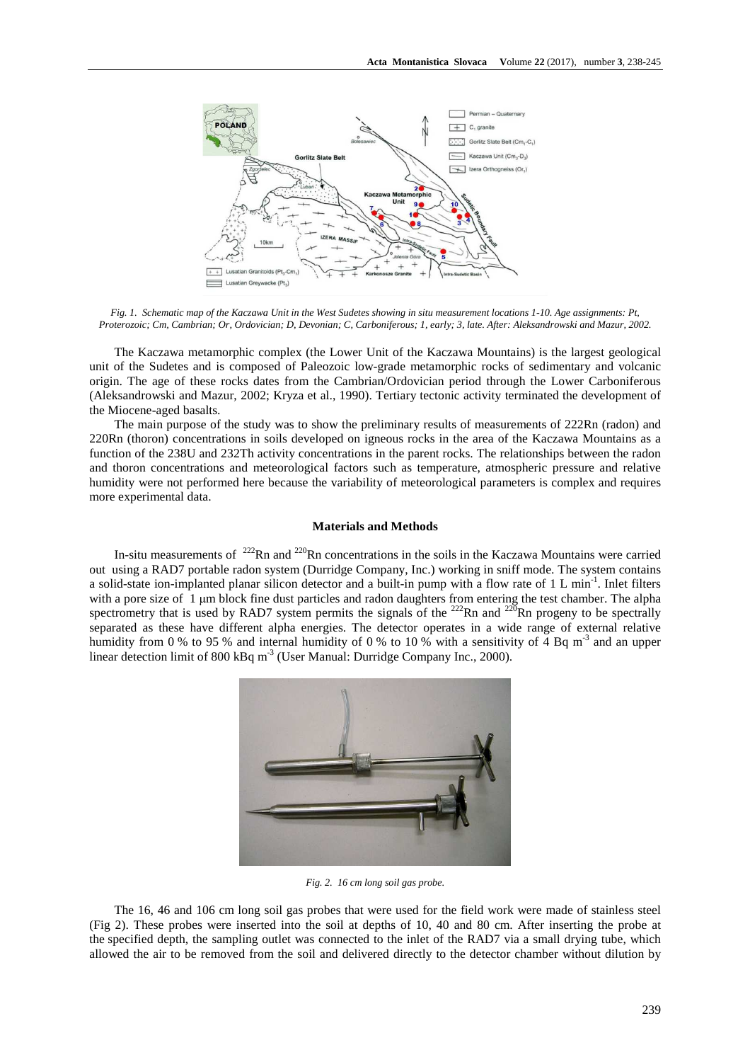*Fig. 1. Schematic map of the Kaczawa Unit in the West Sudetes showing in situ measurement locations 1-10. Age assignments: Pt, Proterozoic; Cm, Cambrian; Or, Ordovician; D, Devonian; C, Carboniferous; 1, early; 3, late. After: Aleksandrowski and Mazur, 2002.*

The Kaczawa metamorphic complex (the Lower Unit of the Kaczawa Mountains) is the largest geological unit of the Sudetes and is composed of Paleozoic low-grade metamorphic rocks of sedimentary and volcanic origin. The age of these rocks dates from the Cambrian/Ordovician period through the Lower Carboniferous (Aleksandrowski and Mazur, 2002; Kryza et al., 1990). Tertiary tectonic activity terminated the development of the Miocene-aged basalts.

The main purpose of the study was to show the preliminary results of measurements of 222Rn (radon) and 220Rn (thoron) concentrations in soils developed on igneous rocks in the area of the Kaczawa Mountains as a function of the 238U and 232Th activity concentrations in the parent rocks. The relationships between the radon and thoron concentrations and meteorological factors such as temperature, atmospheric pressure and relative humidity were not performed here because the variability of meteorological parameters is complex and requires more experimental data.

## Materials and Methods

In-situ measurements of $^{222}$Rn and $^{220}$Rn concentrations in the soils in the Kaczawa Mountains were carried out using a RAD7 portable radon system (Durridge Company, Inc.) working in sniff mode. The system contains a solid-state ion-implanted planar silicon detector and a built-in pump with a flow rate of 1 L min$^{-1}$. Inlet filters with a pore size of 1 μm block fine dust particles and radon daughters from entering the test chamber. The alpha spectrometry that is used by RAD7 system permits the signals of the $^{222}$Rn and $^{220}$Rn progeny to be spectrally separated as these have different alpha energies. The detector operates in a wide range of external relative humidity from 0 % to 95 % and internal humidity of 0 % to 10 % with a sensitivity of 4 Bq m$^{-3}$ and an upper linear detection limit of 800 kBq m$^{-3}$ (User Manual: Durridge Company Inc., 2000).

*Fig. 2. 16 cm long soil gas probe.*

The 16, 46 and 106 cm long soil gas probes that were used for the field work were made of stainless steel (Fig 2). These probes were inserted into the soil at depths of 10, 40 and 80 cm. After inserting the probe at the specified depth, the sampling outlet was connected to the inlet of the RAD7 via a small drying tube, which allowed the air to be removed from the soil and delivered directly to the detector chamber without dilution by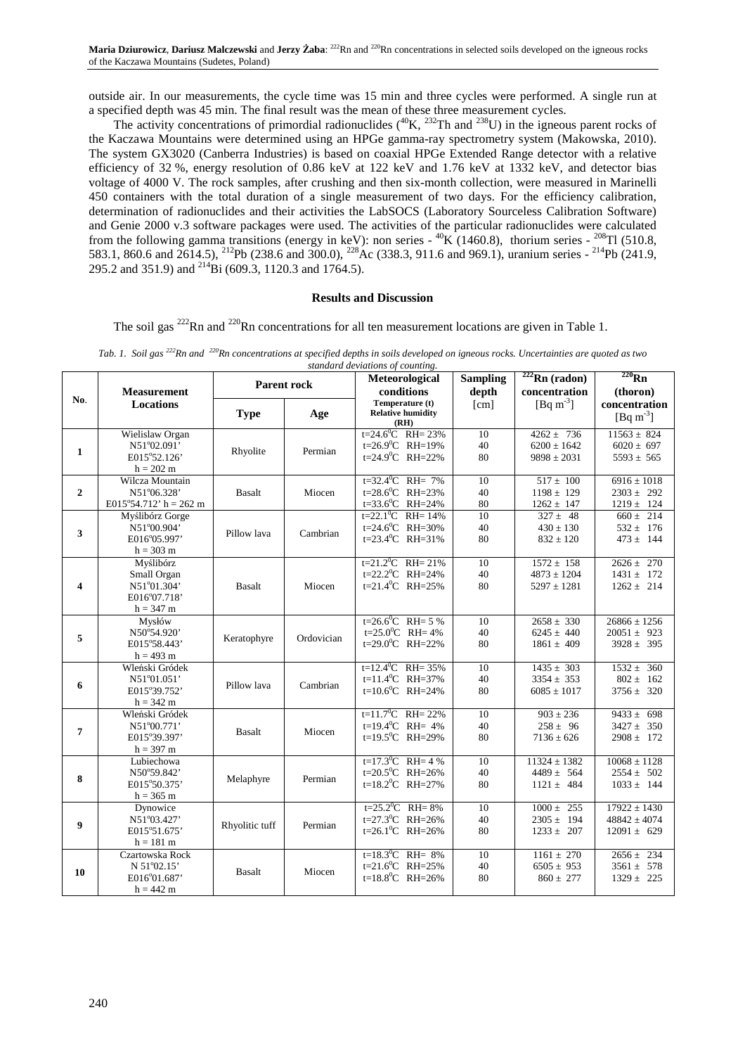outside air. In our measurements, the cycle time was 15 min and three cycles were performed. A single run at a specified depth was 45 min. The final result was the mean of these three measurement cycles.

The activity concentrations of primordial radionuclides ($^{40}$K, $^{232}$Th and $^{238}$U) in the igneous parent rocks of the Kaczawa Mountains were determined using an HPGe gamma-ray spectrometry system (Makowska, 2010). The system GX3020 (Canberra Industries) is based on coaxial HPGe Extended Range detector with a relative efficiency of 32 %, energy resolution of 0.86 keV at 122 keV and 1.76 keV at 1332 keV, and detector bias voltage of 4000 V. The rock samples, after crushing and then six-month collection, were measured in Marinelli 450 containers with the total duration of a single measurement of two days. For the efficiency calibration, determination of radionuclides and their activities the LabSOCS (Laboratory Sourceless Calibration Software) and Genie 2000 v.3 software packages were used. The activities of the particular radionuclides were calculated from the following gamma transitions (energy in keV): non series - $^{40}$K (1460.8), thorium series - $^{208}$Tl (510.8, 583.1, 860.6 and 2614.5), $^{212}$Pb (238.6 and 300.0), $^{228}$Ac (338.3, 911.6 and 969.1), uranium series - $^{214}$Pb (241.9, 295.2 and 351.9) and $^{214}$Bi (609.3, 1120.3 and 1764.5).

## Results and Discussion

The soil gas $^{222}$Rn and $^{220}$Rn concentrations for all ten measurement locations are given in Table 1.

*Tab. 1. Soil gas $^{222}$Rn and $^{220}$Rn concentrations at specified depths in soils developed on igneous rocks. Uncertainties are quoted as two standard deviations of counting.*

| No. | Measurement Locations | Parent rock | | Meteorological conditions Temperature (t) Relative humidity (RH) | Sampling depth [cm] | $^{222}$Rn (radon) concentration [Bq m$^{-3}$] | $^{220}$Rn (thoron) concentration [Bq m$^{-3}$] |
|---|---|---|---|---|---|---|---|
| | | Type | Age | | | | |
| 1 | Wielislaw Organ N51°02.091' E015°52.126' h = 202 m | Rhyolite | Permian | t=24.6°C RH= 23%<br>t=26.9°C RH=19%<br>t=24.9°C RH=22% | 10<br>40<br>80 | 4262 ± 736<br>6200 ± 1642<br>9898 ± 2031 | 11563 ± 824<br>6020 ± 697<br>5593 ± 565 |
| 2 | Wilcza Mountain N51°06.328' E015°54.712' h = 262 m | Basalt | Miocen | t=32.4°C RH= 7%<br>t=28.6°C RH=23%<br>t=33.6°C RH=24% | 10<br>40<br>80 | 517 ± 100<br>1198 ± 129<br>1262 ± 147 | 6916 ± 1018<br>2303 ± 292<br>1219 ± 124 |
| 3 | Myślibórz Gorge N51°00.904' E016°05.997' h = 303 m | Pillow lava | Cambrian | t=22.1°C RH= 14%<br>t=24.6°C RH=30%<br>t=23.4°C RH=31% | 10<br>40<br>80 | 327 ± 48<br>430 ± 130<br>832 ± 120 | 660 ± 214<br>532 ± 176<br>473 ± 144 |
| 4 | Myślibórz Small Organ N51°01.304' E016°07.718' h = 347 m | Basalt | Miocen | t=21.2°C RH= 21%<br>t=22.2°C RH=24%<br>t=21.4°C RH=25% | 10<br>40<br>80 | 1572 ± 158<br>4873 ± 1204<br>5297 ± 1281 | 2626 ± 270<br>1431 ± 172<br>1262 ± 214 |
| 5 | Mysłów N50°54.920' E015°58.443' h = 493 m | Keratophyre | Ordovician | t=26.6°C RH= 5 %<br>t=25.0°C RH= 4%<br>t=29.0°C RH=22% | 10<br>40<br>80 | 2658 ± 330<br>6245 ± 440<br>1861 ± 409 | 26866 ± 1256<br>20051 ± 923<br>3928 ± 395 |
| 6 | Wleński Gródek N51°01.051' E015°39.752' h = 342 m | Pillow lava | Cambrian | t=12.4°C RH= 35%<br>t=11.4°C RH=37%<br>t=10.6°C RH=24% | 10<br>40<br>80 | 1435 ± 303<br>3354 ± 353<br>6085 ± 1017 | 1532 ± 360<br>802 ± 162<br>3756 ± 320 |
| 7 | Wleński Gródek N51°00.771' E015°39.397' h = 397 m | Basalt | Miocen | t=11.7°C RH= 22%<br>t=19.4°C RH= 4%<br>t=19.5°C RH=29% | 10<br>40<br>80 | 903 ± 236<br>258 ± 96<br>7136 ± 626 | 9433 ± 698<br>3427 ± 350<br>2908 ± 172 |
| 8 | Lubiechowa N50°59.842' E015°50.375' h = 365 m | Melaphyre | Permian | t=17.3°C RH= 4 %<br>t=20.5°C RH=26%<br>t=18.2°C RH=27% | 10<br>40<br>80 | 11324 ± 1382<br>4489 ± 564<br>1121 ± 484 | 10068 ± 1128<br>2554 ± 502<br>1033 ± 144 |
| 9 | Dynowice N51°03.427' E015°51.675' h = 181 m | Rhyolitic tuff | Permian | t=25.2°C RH= 8%<br>t=27.3°C RH=26%<br>t=26.1°C RH=26% | 10<br>40<br>80 | 1000 ± 255<br>2305 ± 194<br>1233 ± 207 | 17922 ± 1430<br>48842 ± 4074<br>12091 ± 629 |
| 10 | Czartowska Rock N 51°02.15' E016°01.687' h = 442 m | Basalt | Miocen | t=18.3°C RH= 8%<br>t=21.6°C RH=25%<br>t=18.8°C RH=26% | 10<br>40<br>80 | 1161 ± 270<br>6505 ± 953<br>860 ± 277 | 2656 ± 234<br>3561 ± 578<br>1329 ± 225 |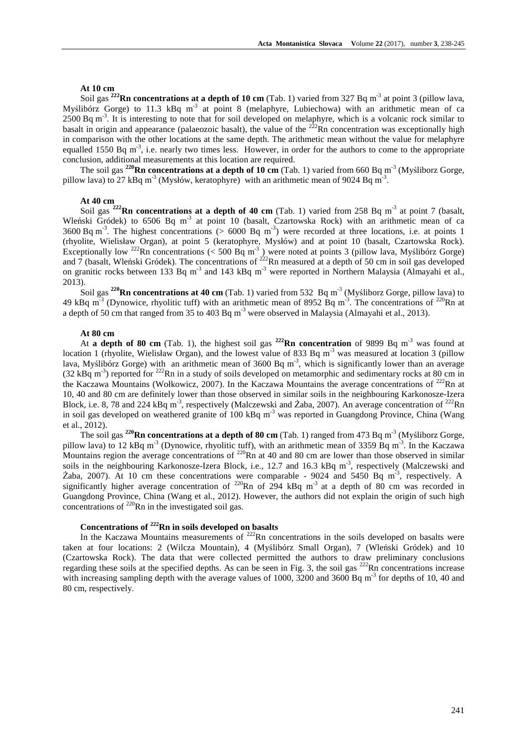**At 10 cm**

Soil gas **$^{222}$Rn concentrations at a depth of 10 cm** (Tab. 1) varied from 327 Bq m$^{-3}$ at point 3 (pillow lava, Myślibórz Gorge) to 11.3 kBq m$^{-3}$ at point 8 (melaphyre, Lubiechowa) with an arithmetic mean of ca 2500 Bq m$^{-3}$. It is interesting to note that for soil developed on melaphyre, which is a volcanic rock similar to basalt in origin and appearance (palaeozoic basalt), the value of the $^{222}$Rn concentration was exceptionally high in comparison with the other locations at the same depth. The arithmetic mean without the value for melaphyre equalled 1550 Bq m$^{-3}$, i.e. nearly two times less. However, in order for the authors to come to the appropriate conclusion, additional measurements at this location are required.

The soil gas **$^{220}$Rn concentrations at a depth of 10 cm** (Tab. 1) varied from 660 Bq m$^{-3}$ (Myśliborz Gorge, pillow lava) to 27 kBq m$^{-3}$ (Mysłów, keratophyre) with an arithmetic mean of 9024 Bq m$^{-3}$.

**At 40 cm**

Soil gas **$^{222}$Rn concentrations at a depth of 40 cm** (Tab. 1) varied from 258 Bq m$^{-3}$ at point 7 (basalt, Wleński Gródek) to 6506 Bq m$^{-3}$ at point 10 (basalt, Czartowska Rock) with an arithmetic mean of ca 3600 Bq m$^{-3}$. The highest concentrations (> 6000 Bq m$^{-3}$) were recorded at three locations, i.e. at points 1 (rhyolite, Wielisław Organ), at point 5 (keratophyre, Mysłów) and at point 10 (basalt, Czartowska Rock). Exceptionally low $^{222}$Rn concentrations (< 500 Bq m$^{-3}$ ) were noted at points 3 (pillow lava, Myślibórz Gorge) and 7 (basalt, Wleński Gródek). The concentrations of $^{222}$Rn measured at a depth of 50 cm in soil gas developed on granitic rocks between 133 Bq m$^{-3}$ and 143 kBq m$^{-3}$ were reported in Northern Malaysia (Almayahi et al., 2013).

Soil gas **$^{220}$Rn concentrations at 40 cm** (Tab. 1) varied from 532 Bq m$^{-3}$ (Myśliborz Gorge, pillow lava) to 49 kBq m$^{-3}$ (Dynowice, rhyolitic tuff) with an arithmetic mean of 8952 Bq m$^{-3}$. The concentrations of $^{220}$Rn at a depth of 50 cm that ranged from 35 to 403 Bq m$^{-3}$ were observed in Malaysia (Almayahi et al., 2013).

**At 80 cm**

At **a depth of 80 cm** (Tab. 1), the highest soil gas **$^{222}$Rn concentration** of 9899 Bq m$^{-3}$ was found at location 1 (rhyolite, Wielisław Organ), and the lowest value of 833 Bq m$^{-3}$ was measured at location 3 (pillow lava, Myślibórz Gorge) with an arithmetic mean of 3600 Bq m$^{-3}$, which is significantly lower than an average (32 kBq m$^{-3}$) reported for $^{222}$Rn in a study of soils developed on metamorphic and sedimentary rocks at 80 cm in the Kaczawa Mountains (Wołkowicz, 2007). In the Kaczawa Mountains the average concentrations of $^{222}$Rn at 10, 40 and 80 cm are definitely lower than those observed in similar soils in the neighbouring Karkonosze-Izera Block, i.e. 8, 78 and 224 kBq m$^{-3}$, respectively (Malczewski and Żaba, 2007). An average concentration of $^{222}$Rn in soil gas developed on weathered granite of 100 kBq m$^{-3}$ was reported in Guangdong Province, China (Wang et al., 2012).

The soil gas **$^{220}$Rn concentrations at a depth of 80 cm** (Tab. 1) ranged from 473 Bq m$^{-3}$ (Myśliborz Gorge, pillow lava) to 12 kBq m$^{-3}$ (Dynowice, rhyolitic tuff), with an arithmetic mean of 3359 Bq m$^{-3}$. In the Kaczawa Mountains region the average concentrations of $^{220}$Rn at 40 and 80 cm are lower than those observed in similar soils in the neighbouring Karkonosze-Izera Block, i.e., 12.7 and 16.3 kBq m$^{-3}$, respectively (Malczewski and Żaba, 2007). At 10 cm these concentrations were comparable - 9024 and 5450 Bq m$^{-3}$, respectively. A significantly higher average concentration of $^{220}$Rn of 294 kBq m$^{-3}$ at a depth of 80 cm was recorded in Guangdong Province, China (Wang et al., 2012). However, the authors did not explain the origin of such high concentrations of $^{220}$Rn in the investigated soil gas.

**Concentrations of $^{222}$Rn in soils developed on basalts**

In the Kaczawa Mountains measurements of $^{222}$Rn concentrations in the soils developed on basalts were taken at four locations: 2 (Wilcza Mountain), 4 (Myślibórz Small Organ), 7 (Wleński Gródek) and 10 (Czartowska Rock). The data that were collected permitted the authors to draw preliminary conclusions regarding these soils at the specified depths. As can be seen in Fig. 3, the soil gas $^{222}$Rn concentrations increase with increasing sampling depth with the average values of 1000, 3200 and 3600 Bq m$^{-3}$ for depths of 10, 40 and 80 cm, respectively.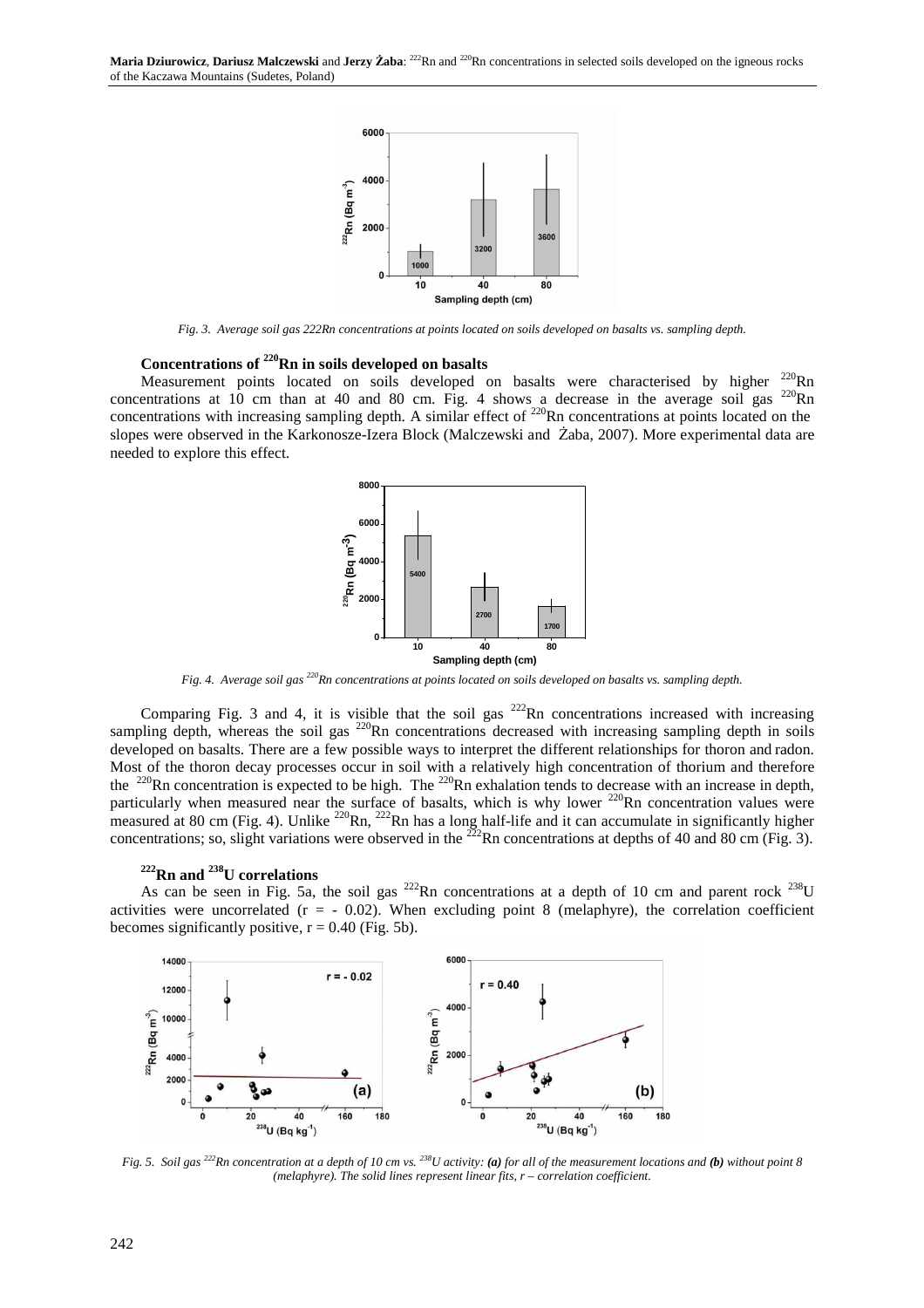*Fig. 3. Average soil gas 222Rn concentrations at points located on soils developed on basalts vs. sampling depth.*

### Concentrations of $^{220}$Rn in soils developed on basalts

Measurement points located on soils developed on basalts were characterised by higher $^{220}$Rn concentrations at 10 cm than at 40 and 80 cm. Fig. 4 shows a decrease in the average soil gas $^{220}$Rn concentrations with increasing sampling depth. A similar effect of $^{220}$Rn concentrations at points located on the slopes were observed in the Karkonosze-Izera Block (Malczewski and Żaba, 2007). More experimental data are needed to explore this effect.

*Fig. 4. Average soil gas $^{220}$Rn concentrations at points located on soils developed on basalts vs. sampling depth.*

Comparing Fig. 3 and 4, it is visible that the soil gas $^{222}$Rn concentrations increased with increasing sampling depth, whereas the soil gas $^{220}$Rn concentrations decreased with increasing sampling depth in soils developed on basalts. There are a few possible ways to interpret the different relationships for thoron and radon. Most of the thoron decay processes occur in soil with a relatively high concentration of thorium and therefore the $^{220}$Rn concentration is expected to be high. The $^{220}$Rn exhalation tends to decrease with an increase in depth, particularly when measured near the surface of basalts, which is why lower $^{220}$Rn concentration values were measured at 80 cm (Fig. 4). Unlike $^{220}$Rn, $^{222}$Rn has a long half-life and it can accumulate in significantly higher concentrations; so, slight variations were observed in the $^{222}$Rn concentrations at depths of 40 and 80 cm (Fig. 3).

### $^{222}$Rn and $^{238}$U correlations

As can be seen in Fig. 5a, the soil gas $^{222}$Rn concentrations at a depth of 10 cm and parent rock $^{238}$U activities were uncorrelated ($r = -0.02$). When excluding point 8 (melaphyre), the correlation coefficient becomes significantly positive, $r = 0.40$ (Fig. 5b).

*Fig. 5. Soil gas $^{222}$Rn concentration at a depth of 10 cm vs. $^{238}$U activity: **(a)** for all of the measurement locations and **(b)** without point 8 (melaphyre). The solid lines represent linear fits, r – correlation coefficient.*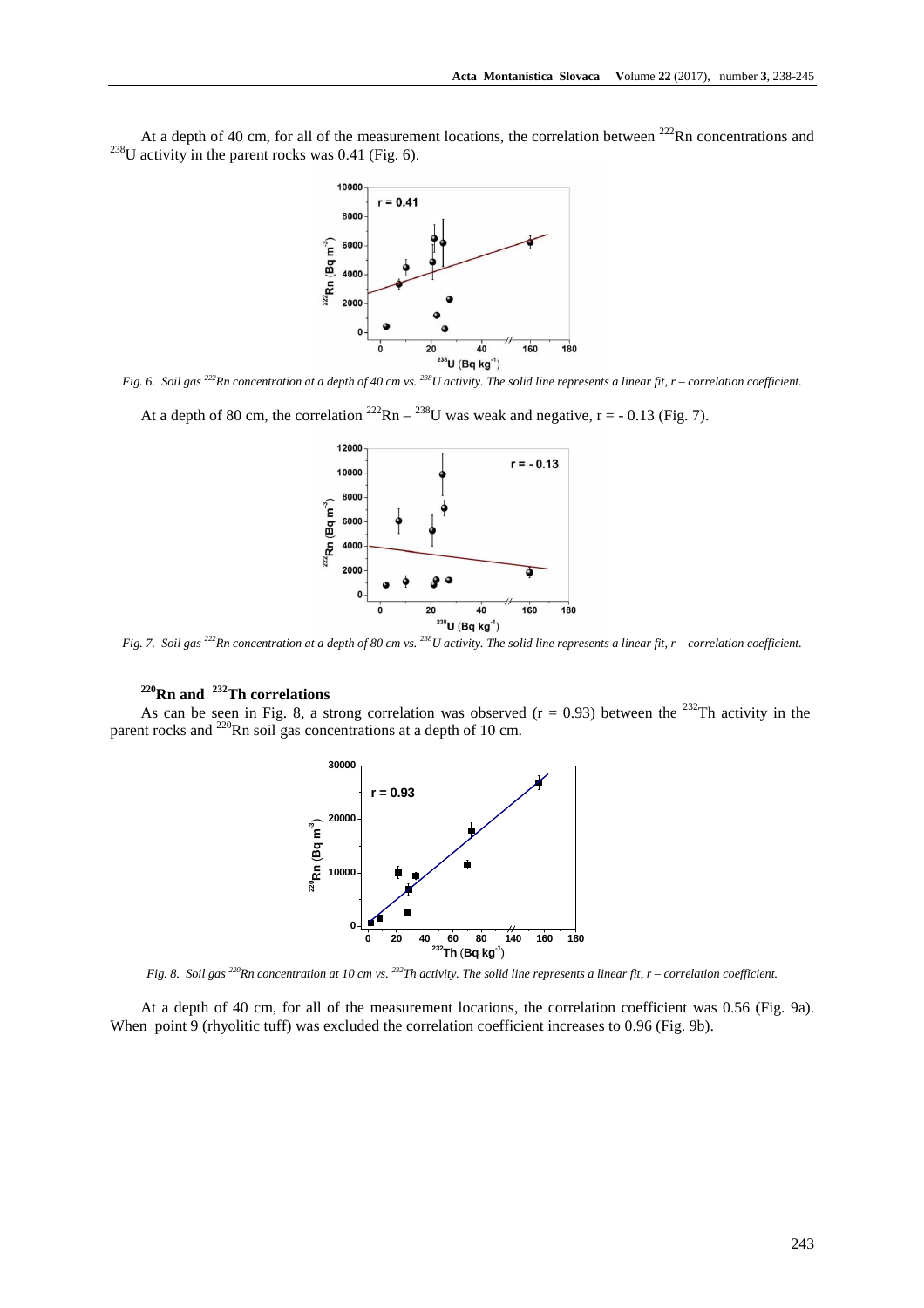At a depth of 40 cm, for all of the measurement locations, the correlation between $^{222}Rn$ concentrations and $^{238}U$ activity in the parent rocks was 0.41 (Fig. 6).

*Fig. 6. Soil gas $^{222}Rn$ concentration at a depth of 40 cm vs. $^{238}U$ activity. The solid line represents a linear fit, r – correlation coefficient.*

At a depth of 80 cm, the correlation $^{222}Rn$ – $^{238}U$ was weak and negative, r = - 0.13 (Fig. 7).

*Fig. 7. Soil gas $^{222}Rn$ concentration at a depth of 80 cm vs. $^{238}U$ activity. The solid line represents a linear fit, r – correlation coefficient.*

### $^{220}Rn$ and $^{232}Th$ correlations

As can be seen in Fig. 8, a strong correlation was observed (r = 0.93) between the $^{232}Th$ activity in the parent rocks and $^{220}Rn$ soil gas concentrations at a depth of 10 cm.

*Fig. 8. Soil gas $^{220}Rn$ concentration at 10 cm vs. $^{232}Th$ activity. The solid line represents a linear fit, r – correlation coefficient.*

At a depth of 40 cm, for all of the measurement locations, the correlation coefficient was 0.56 (Fig. 9a). When point 9 (rhyolitic tuff) was excluded the correlation coefficient increases to 0.96 (Fig. 9b).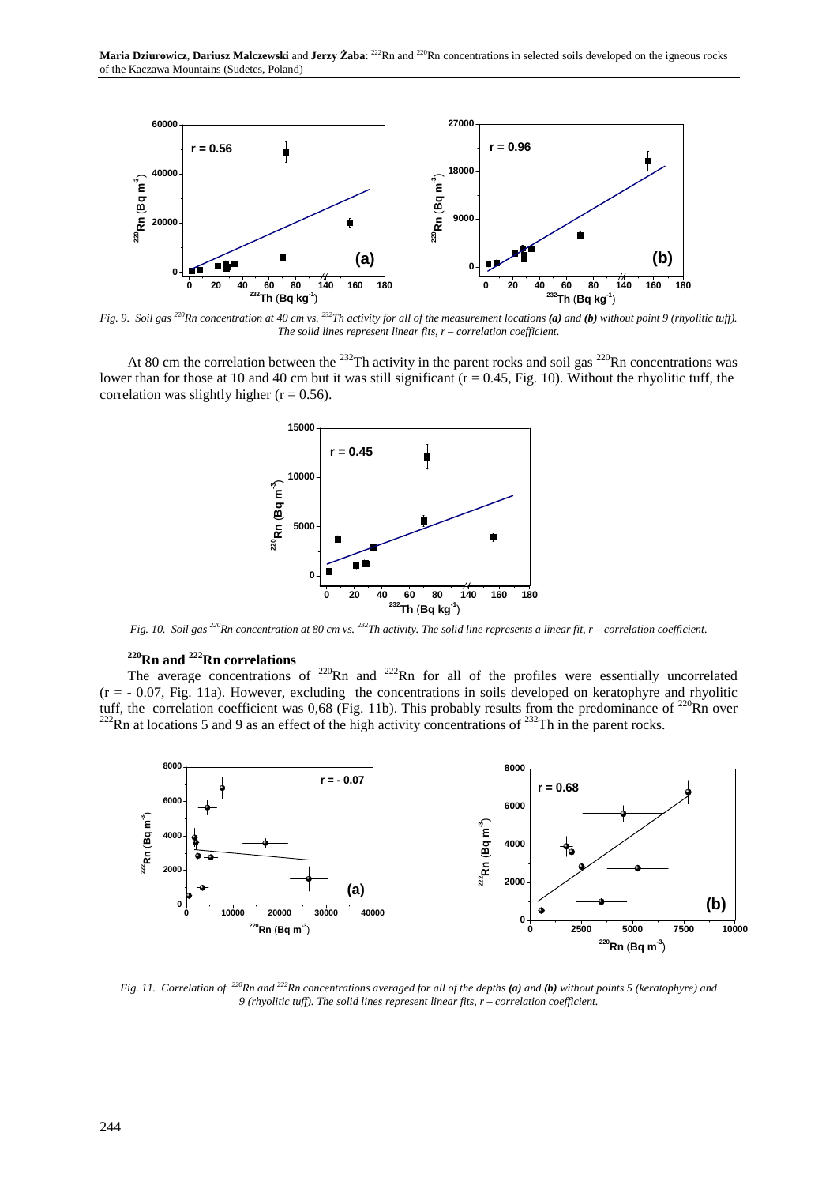Fig. 9. Soil gas $^{220}Rn$ concentration at 40 cm vs. $^{232}Th$ activity for all of the measurement locations ***(a)*** and ***(b)*** without point 9 (rhyolitic tuff). The solid lines represent linear fits, r – correlation coefficient.

At 80 cm the correlation between the $^{232}Th$ activity in the parent rocks and soil gas $^{220}Rn$ concentrations was lower than for those at 10 and 40 cm but it was still significant (r = 0.45, Fig. 10). Without the rhyolitic tuff, the correlation was slightly higher (r = 0.56).

Fig. 10. Soil gas $^{220}Rn$ concentration at 80 cm vs. $^{232}Th$ activity. The solid line represents a linear fit, r – correlation coefficient.

### $^{220}Rn$ and $^{222}Rn$ correlations

The average concentrations of $^{220}Rn$ and $^{222}Rn$ for all of the profiles were essentially uncorrelated (r = - 0.07, Fig. 11a). However, excluding the concentrations in soils developed on keratophyre and rhyolitic tuff, the correlation coefficient was 0,68 (Fig. 11b). This probably results from the predominance of $^{220}Rn$ over $^{222}Rn$ at locations 5 and 9 as an effect of the high activity concentrations of $^{232}Th$ in the parent rocks.

Fig. 11. Correlation of $^{220}Rn$ and $^{222}Rn$ concentrations averaged for all of the depths ***(a)*** and ***(b)*** without points 5 (keratophyre) and 9 (rhyolitic tuff). The solid lines represent linear fits, r – correlation coefficient.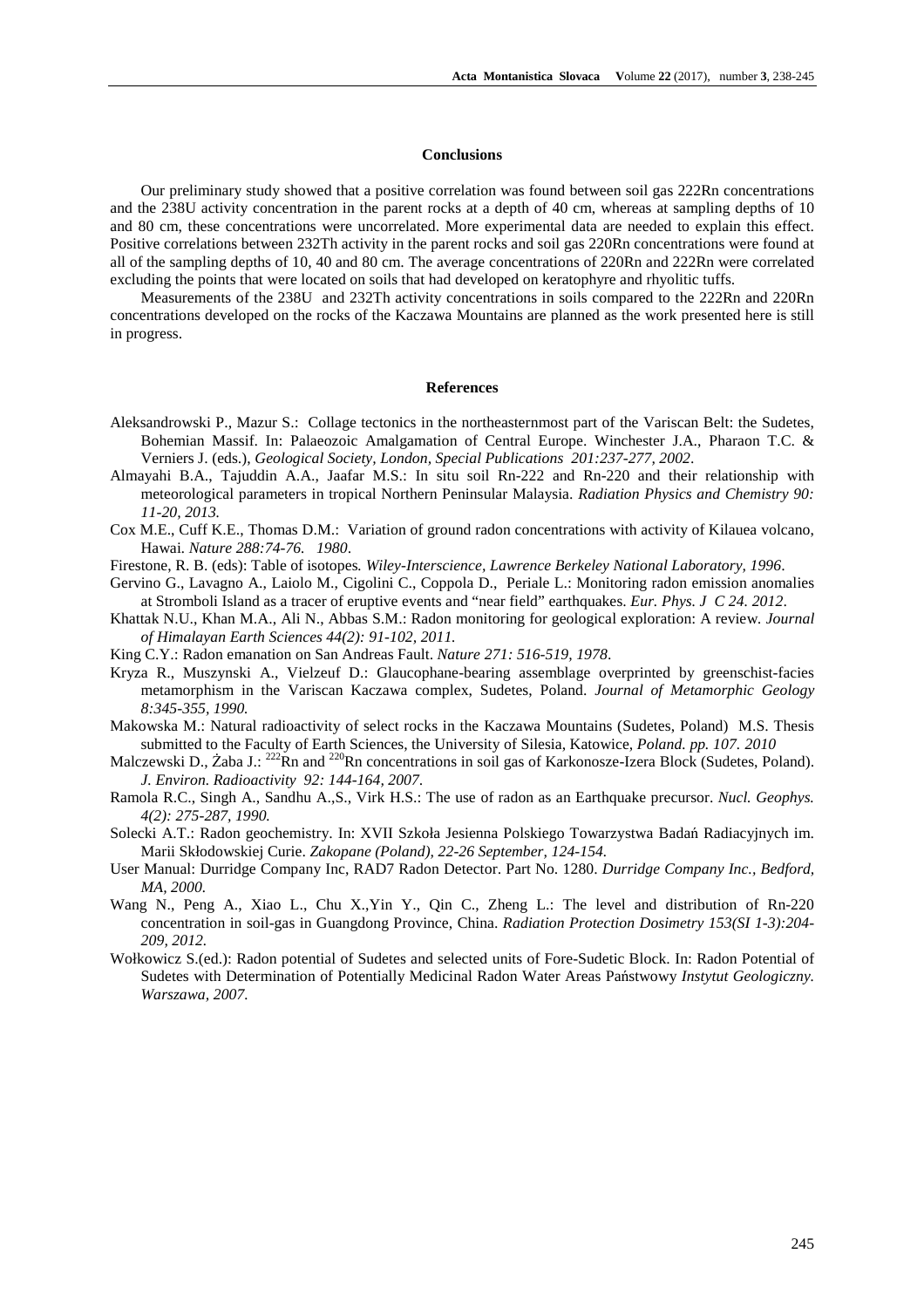## Conclusions

Our preliminary study showed that a positive correlation was found between soil gas 222Rn concentrations and the 238U activity concentration in the parent rocks at a depth of 40 cm, whereas at sampling depths of 10 and 80 cm, these concentrations were uncorrelated. More experimental data are needed to explain this effect. Positive correlations between 232Th activity in the parent rocks and soil gas 220Rn concentrations were found at all of the sampling depths of 10, 40 and 80 cm. The average concentrations of 220Rn and 222Rn were correlated excluding the points that were located on soils that had developed on keratophyre and rhyolitic tuffs.

Measurements of the 238U and 232Th activity concentrations in soils compared to the 222Rn and 220Rn concentrations developed on the rocks of the Kaczawa Mountains are planned as the work presented here is still in progress.

## References

Aleksandrowski P., Mazur S.: Collage tectonics in the northeasternmost part of the Variscan Belt: the Sudetes, Bohemian Massif. In: Palaeozoic Amalgamation of Central Europe. Winchester J.A., Pharaon T.C. & Verniers J. (eds.), *Geological Society, London, Special Publications 201:237-277, 2002*.

Almayahi B.A., Tajuddin A.A., Jaafar M.S.: In situ soil Rn-222 and Rn-220 and their relationship with meteorological parameters in tropical Northern Peninsular Malaysia. *Radiation Physics and Chemistry 90: 11-20, 2013.*

Cox M.E., Cuff K.E., Thomas D.M.: Variation of ground radon concentrations with activity of Kilauea volcano, Hawai. *Nature 288:74-76. 1980*.

Firestone, R. B. (eds): Table of isotopes*. Wiley-Interscience, Lawrence Berkeley National Laboratory, 1996*.

Gervino G., Lavagno A., Laiolo M., Cigolini C., Coppola D., Periale L.: Monitoring radon emission anomalies at Stromboli Island as a tracer of eruptive events and "near field" earthquakes. *Eur. Phys. J C 24. 2012*.

Khattak N.U., Khan M.A., Ali N., Abbas S.M.: Radon monitoring for geological exploration: A review. *Journal of Himalayan Earth Sciences 44(2): 91-102, 2011.*

King C.Y.: Radon emanation on San Andreas Fault. *Nature 271: 516-519, 1978*.

Kryza R., Muszynski A., Vielzeuf D.: Glaucophane-bearing assemblage overprinted by greenschist-facies metamorphism in the Variscan Kaczawa complex, Sudetes, Poland. *Journal of Metamorphic Geology 8:345-355, 1990.*

Makowska M.: Natural radioactivity of select rocks in the Kaczawa Mountains (Sudetes, Poland) M.S. Thesis submitted to the Faculty of Earth Sciences, the University of Silesia, Katowice, *Poland. pp. 107. 2010*

Malczewski D., Żaba J.: $^{222}$Rn and $^{220}$Rn concentrations in soil gas of Karkonosze-Izera Block (Sudetes, Poland). *J. Environ. Radioactivity 92: 144-164, 2007*.

Ramola R.C., Singh A., Sandhu A.,S., Virk H.S.: The use of radon as an Earthquake precursor. *Nucl. Geophys. 4(2): 275-287, 1990.*

Solecki A.T.: Radon geochemistry. In: XVII Szkoła Jesienna Polskiego Towarzystwa Badań Radiacyjnych im. Marii Skłodowskiej Curie. *Zakopane (Poland), 22-26 September, 124-154.*

User Manual: Durridge Company Inc, RAD7 Radon Detector. Part No. 1280. *Durridge Company Inc., Bedford, MA, 2000.*

Wang N., Peng A., Xiao L., Chu X.,Yin Y., Qin C., Zheng L.: The level and distribution of Rn-220 concentration in soil-gas in Guangdong Province, China. *Radiation Protection Dosimetry 153(SI 1-3):204-209, 2012.*

Wołkowicz S.(ed.): Radon potential of Sudetes and selected units of Fore-Sudetic Block. In: Radon Potential of Sudetes with Determination of Potentially Medicinal Radon Water Areas Państwowy *Instytut Geologiczny. Warszawa, 2007.*